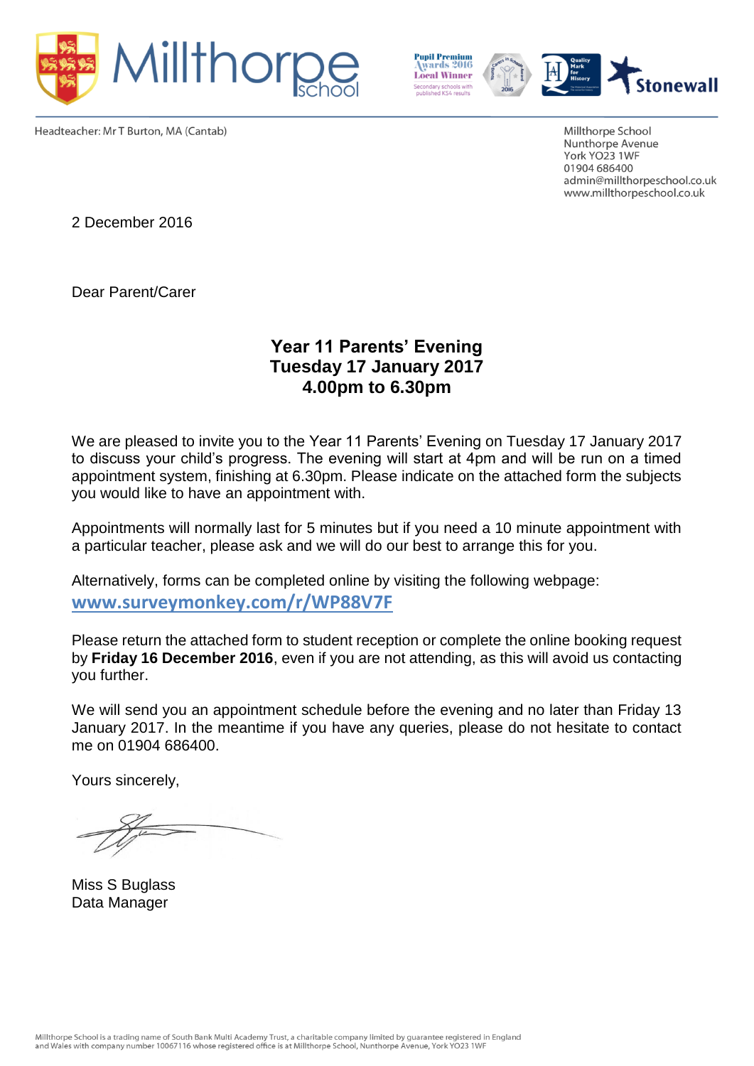Headteacher: Mr T Burton, MA (Cantab)

Millthorpe School
Nunthorpe Avenue
York YO23 1WF
01904 686400
admin@millthorpeschool.co.uk
www.millthorpeschool.co.uk

2 December 2016

Dear Parent/Carer

**Year 11 Parents' Evening**
**Tuesday 17 January 2017**
**4.00pm to 6.30pm**

We are pleased to invite you to the Year 11 Parents' Evening on Tuesday 17 January 2017 to discuss your child's progress. The evening will start at 4pm and will be run on a timed appointment system, finishing at 6.30pm. Please indicate on the attached form the subjects you would like to have an appointment with.

Appointments will normally last for 5 minutes but if you need a 10 minute appointment with a particular teacher, please ask and we will do our best to arrange this for you.

Alternatively, forms can be completed online by visiting the following webpage:
**www.surveymonkey.com/r/WP88V7F**

Please return the attached form to student reception or complete the online booking request by **Friday 16 December 2016**, even if you are not attending, as this will avoid us contacting you further.

We will send you an appointment schedule before the evening and no later than Friday 13 January 2017. In the meantime if you have any queries, please do not hesitate to contact me on 01904 686400.

Yours sincerely,

Miss S Buglass
Data Manager

Millthorpe School is a trading name of South Bank Multi Academy Trust, a charitable company limited by guarantee registered in England and Wales with company number 10067116 whose registered office is at Millthorpe School, Nunthorpe Avenue, York YO23 1WF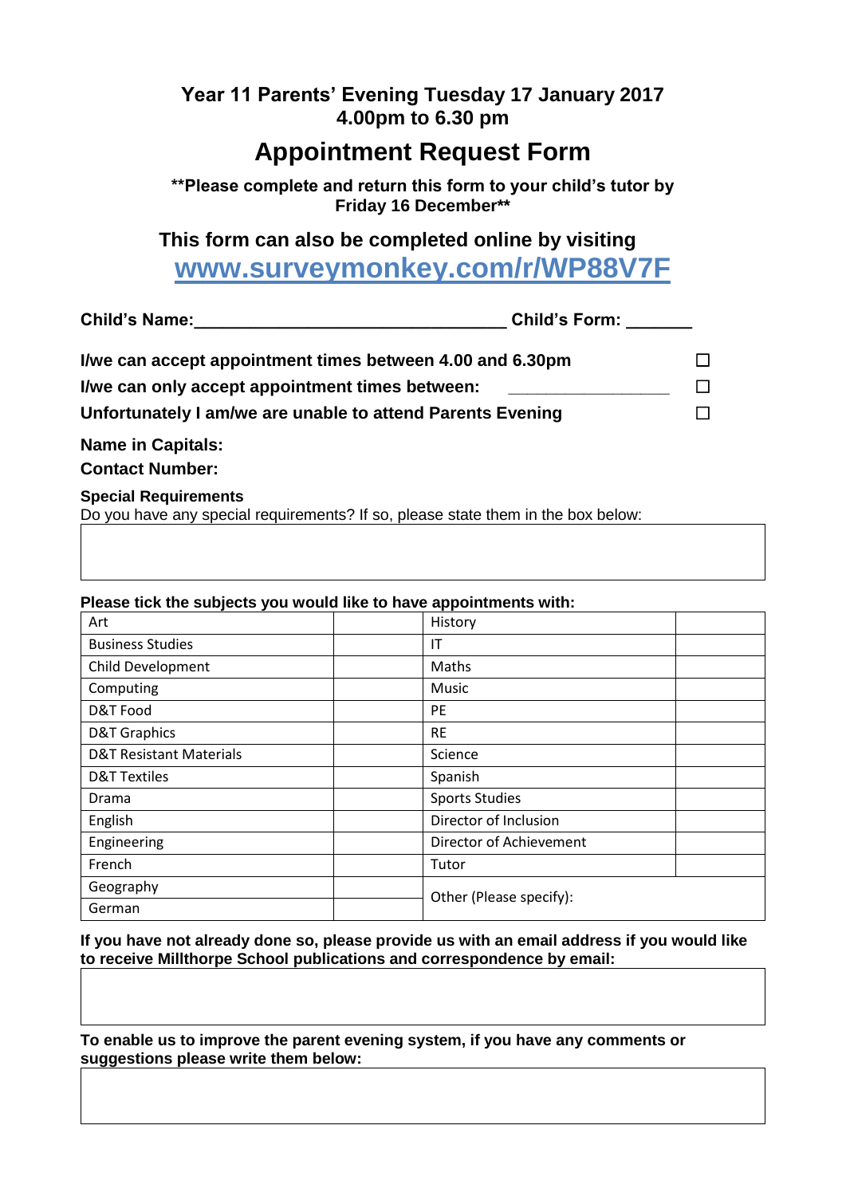## Year 11 Parents' Evening Tuesday 17 January 2017
## 4.00pm to 6.30 pm

# Appointment Request Form

**\*\*Please complete and return this form to your child's tutor by Friday 16 December\*\***

**This form can also be completed online by visiting**
**[www.surveymonkey.com/r/WP88V7F](http://www.surveymonkey.com/r/WP88V7F)**

**Child's Name:________________________________ Child's Form: _______**

**I/we can accept appointment times between 4.00 and 6.30pm** ☐

**I/we can only accept appointment times between:** _________________ ☐

**Unfortunately I am/we are unable to attend Parents Evening** ☐

**Name in Capitals:**

**Contact Number:**

**Special Requirements**
Do you have any special requirements? If so, please state them in the box below:

**Please tick the subjects you would like to have appointments with:**

| | | | |
|---|---|---|---|
| Art | | History | |
| Business Studies | | IT | |
| Child Development | | Maths | |
| Computing | | Music | |
| D&T Food | | PE | |
| D&T Graphics | | RE | |
| D&T Resistant Materials | | Science | |
| D&T Textiles | | Spanish | |
| Drama | | Sports Studies | |
| English | | Director of Inclusion | |
| Engineering | | Director of Achievement | |
| French | | Tutor | |
| Geography | | Other (Please specify): | |
| German | | | |

**If you have not already done so, please provide us with an email address if you would like to receive Millthorpe School publications and correspondence by email:**

**To enable us to improve the parent evening system, if you have any comments or suggestions please write them below:**